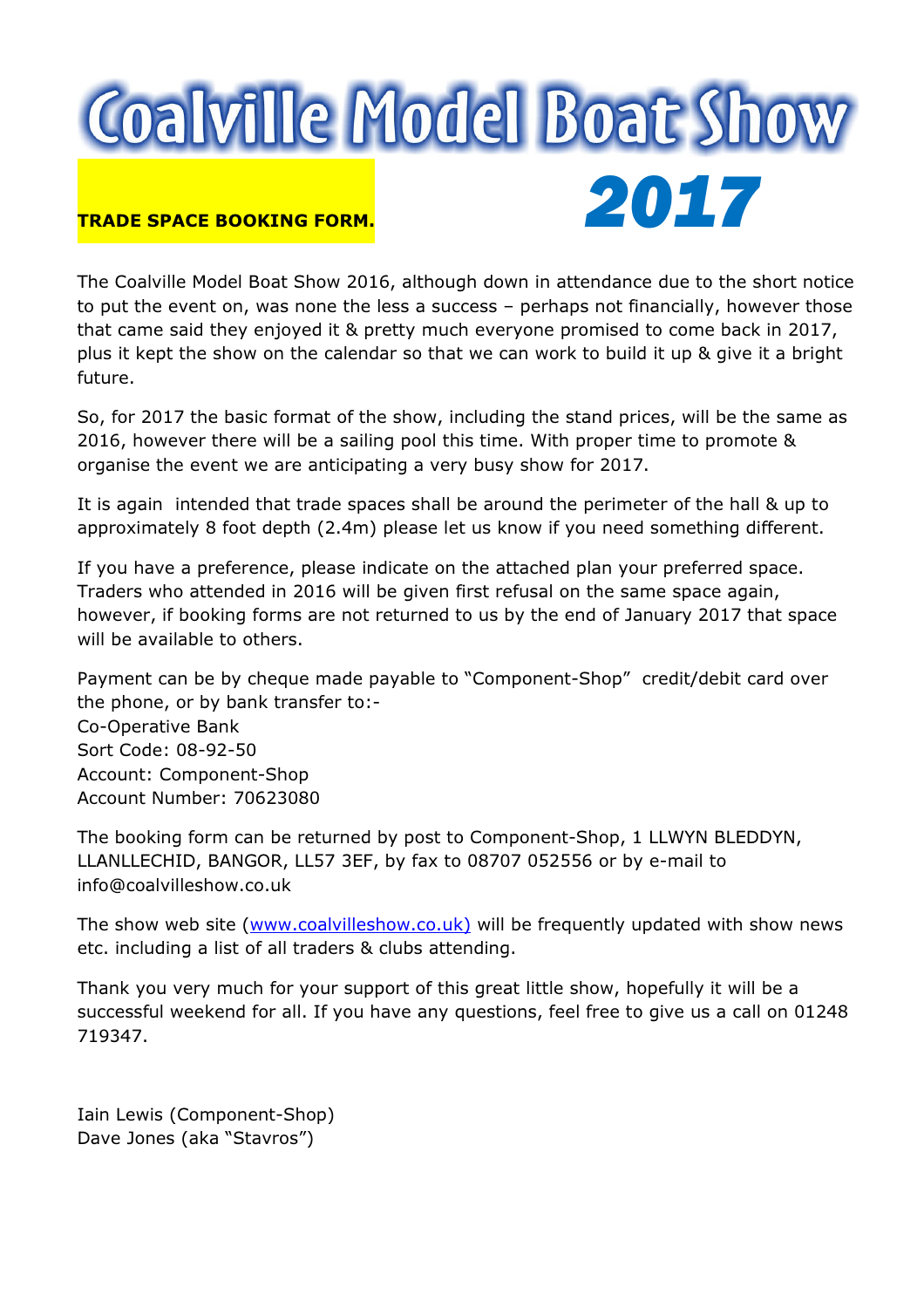# Coalville Model Boat Show 2017

**TRADE SPACE BOOKING FORM.**

The Coalville Model Boat Show 2016, although down in attendance due to the short notice to put the event on, was none the less a success – perhaps not financially, however those that came said they enjoyed it & pretty much everyone promised to come back in 2017, plus it kept the show on the calendar so that we can work to build it up & give it a bright future.

So, for 2017 the basic format of the show, including the stand prices, will be the same as 2016, however there will be a sailing pool this time. With proper time to promote & organise the event we are anticipating a very busy show for 2017.

It is again intended that trade spaces shall be around the perimeter of the hall & up to approximately 8 foot depth (2.4m) please let us know if you need something different.

If you have a preference, please indicate on the attached plan your preferred space. Traders who attended in 2016 will be given first refusal on the same space again, however, if booking forms are not returned to us by the end of January 2017 that space will be available to others.

Payment can be by cheque made payable to "Component-Shop" credit/debit card over the phone, or by bank transfer to:-
Co-Operative Bank
Sort Code: 08-92-50
Account: Component-Shop
Account Number: 70623080

The booking form can be returned by post to Component-Shop, 1 LLWYN BLEDDYN, LLANLLECHID, BANGOR, LL57 3EF, by fax to 08707 052556 or by e-mail to info@coalvilleshow.co.uk

The show web site (www.coalvilleshow.co.uk) will be frequently updated with show news etc. including a list of all traders & clubs attending.

Thank you very much for your support of this great little show, hopefully it will be a successful weekend for all. If you have any questions, feel free to give us a call on 01248 719347.

Iain Lewis (Component-Shop)
Dave Jones (aka "Stavros")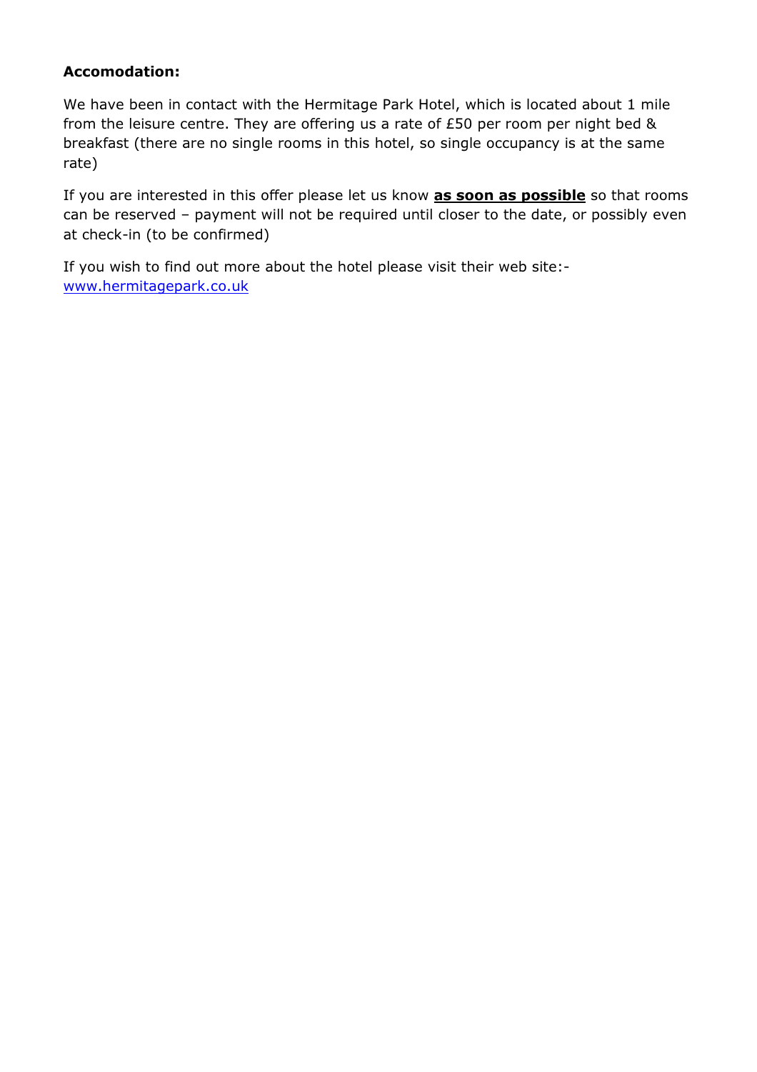**Accomodation:**

We have been in contact with the Hermitage Park Hotel, which is located about 1 mile from the leisure centre. They are offering us a rate of £50 per room per night bed & breakfast (there are no single rooms in this hotel, so single occupancy is at the same rate)

If you are interested in this offer please let us know **as soon as possible** so that rooms can be reserved – payment will not be required until closer to the date, or possibly even at check-in (to be confirmed)

If you wish to find out more about the hotel please visit their web site:- [www.hermitagepark.co.uk](http://www.hermitagepark.co.uk)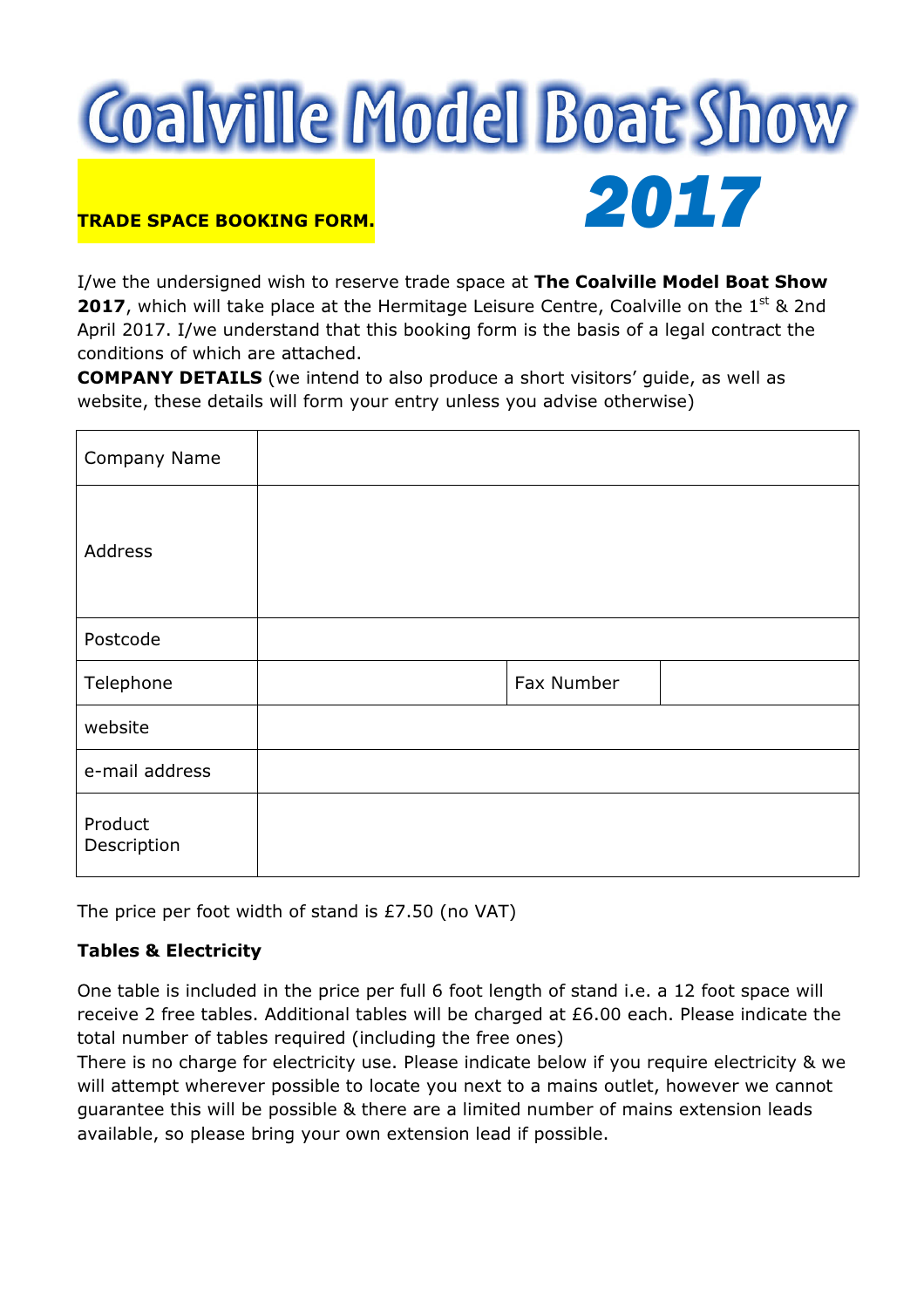# Coalville Model Boat Show

**TRADE SPACE BOOKING FORM.**

## *2017*

I/we the undersigned wish to reserve trade space at **The Coalville Model Boat Show 2017**, which will take place at the Hermitage Leisure Centre, Coalville on the 1st & 2nd April 2017. I/we understand that this booking form is the basis of a legal contract the conditions of which are attached.

**COMPANY DETAILS** (we intend to also produce a short visitors' guide, as well as website, these details will form your entry unless you advise otherwise)

| | | | |
|---|---|---|---|
| Company Name | | | |
| Address | | | |
| Postcode | | | |
| Telephone | | Fax Number | |
| website | | | |
| e-mail address | | | |
| Product Description | | | |

The price per foot width of stand is £7.50 (no VAT)

**Tables & Electricity**

One table is included in the price per full 6 foot length of stand i.e. a 12 foot space will receive 2 free tables. Additional tables will be charged at £6.00 each. Please indicate the total number of tables required (including the free ones)

There is no charge for electricity use. Please indicate below if you require electricity & we will attempt wherever possible to locate you next to a mains outlet, however we cannot guarantee this will be possible & there are a limited number of mains extension leads available, so please bring your own extension lead if possible.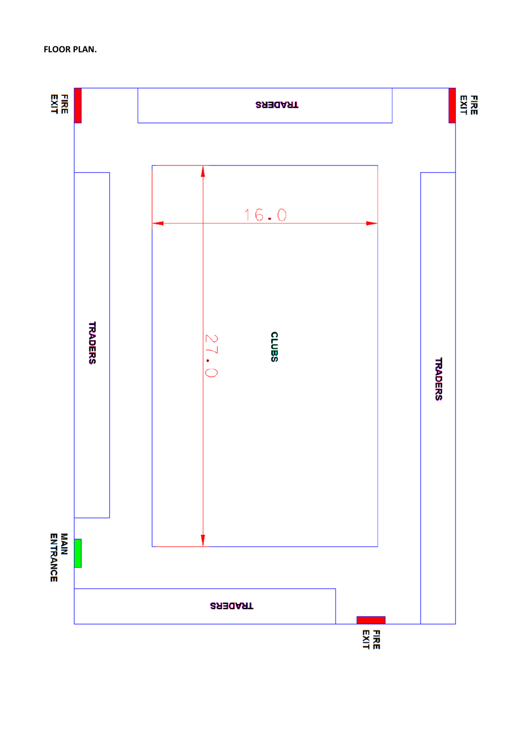**FLOOR PLAN.**

FIRE EXIT

TRADERS

FIRE EXIT

TRADERS

16.0

27.0

CLUBS

TRADERS

MAIN ENTRANCE

TRADERS

FIRE EXIT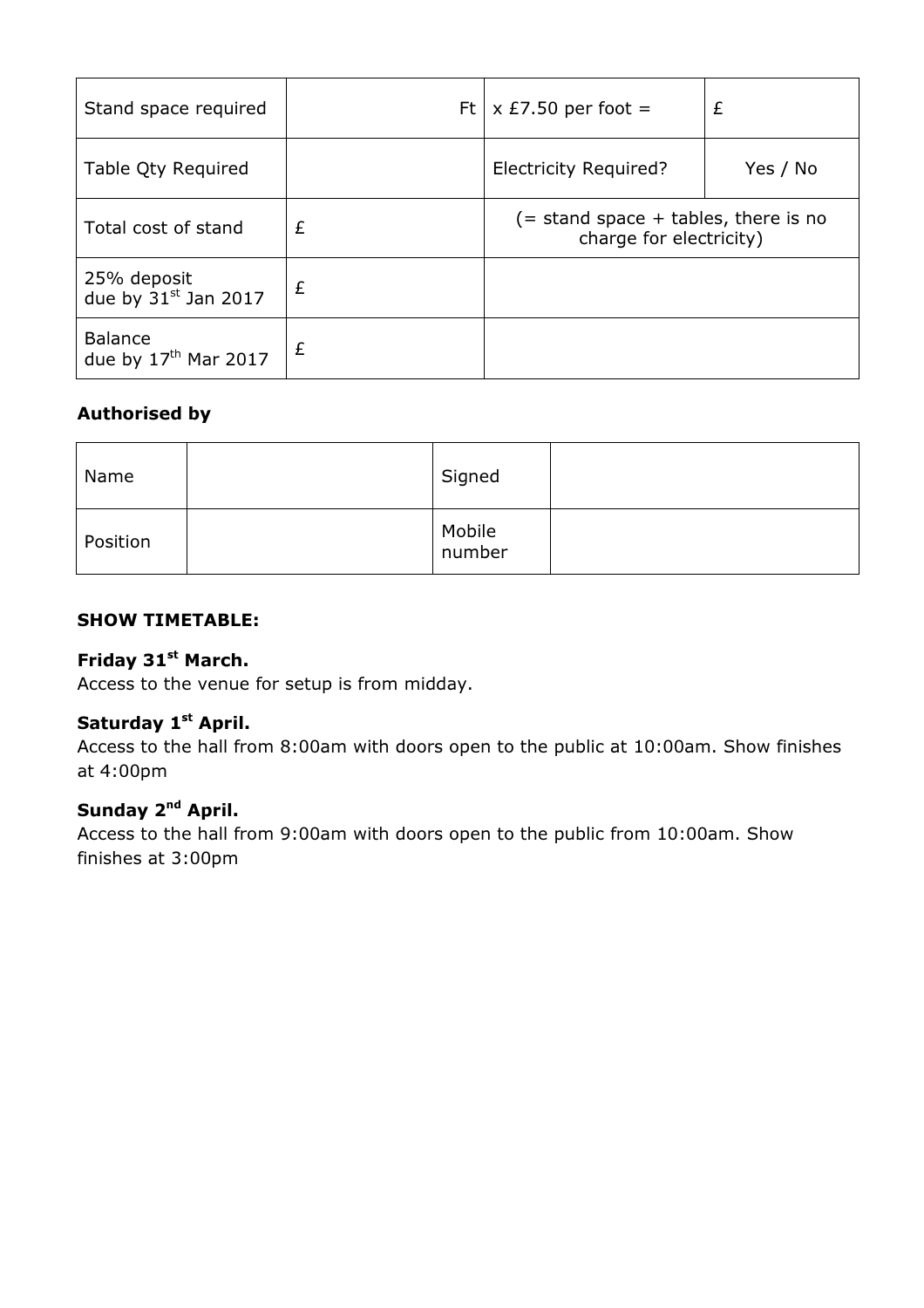| Stand space required | Ft | x £7.50 per foot = | £ |
|---|---|---|---|
| Table Qty Required | | Electricity Required? | Yes / No |
| Total cost of stand | £ | (= stand space + tables, there is no charge for electricity) | |
| 25% deposit due by 31st Jan 2017 | £ | | |
| Balance due by 17th Mar 2017 | £ | | |

**Authorised by**

| Name | | Signed | |
|---|---|---|---|
| Position | | Mobile number | |

**SHOW TIMETABLE:**

**Friday 31st March.**
Access to the venue for setup is from midday.

**Saturday 1st April.**
Access to the hall from 8:00am with doors open to the public at 10:00am. Show finishes at 4:00pm

**Sunday 2nd April.**
Access to the hall from 9:00am with doors open to the public from 10:00am. Show finishes at 3:00pm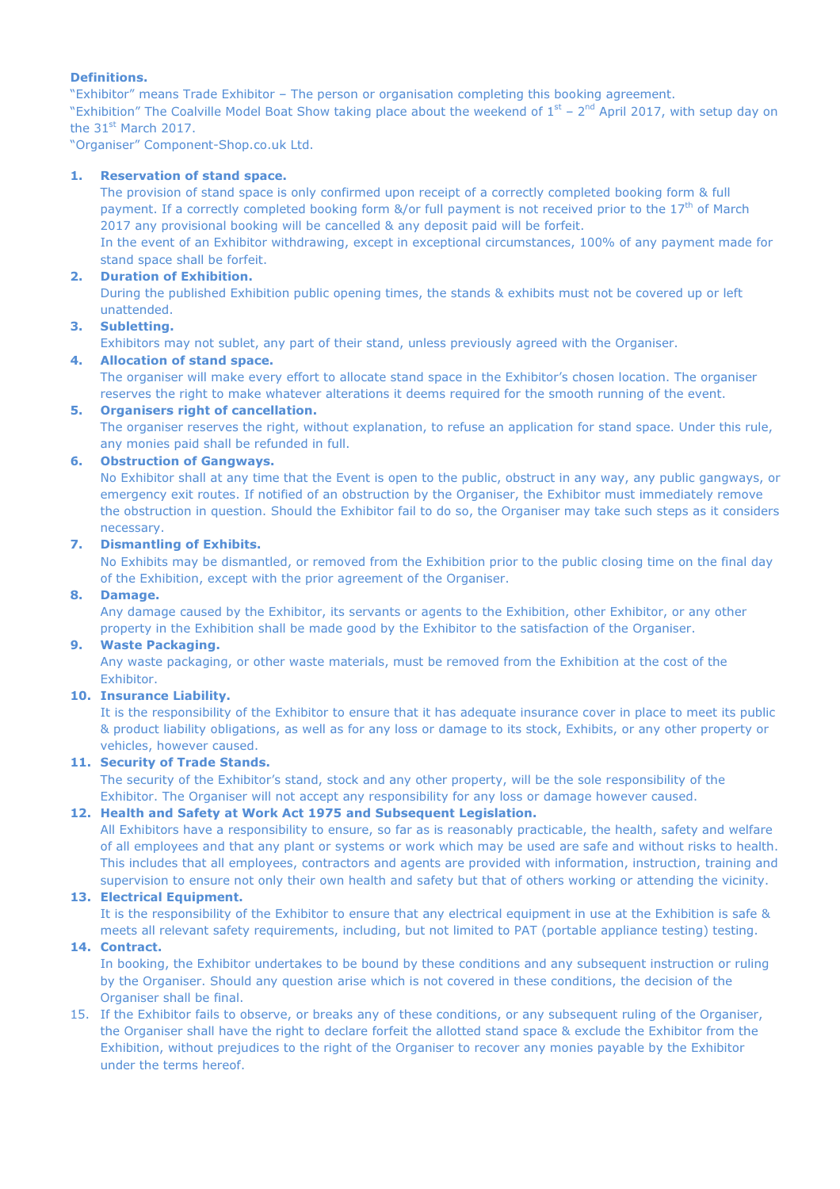**Definitions.**

"Exhibitor" means Trade Exhibitor – The person or organisation completing this booking agreement.

"Exhibition" The Coalville Model Boat Show taking place about the weekend of 1st – 2nd April 2017, with setup day on the 31st March 2017.

"Organiser" Component-Shop.co.uk Ltd.

1. **Reservation of stand space.**
   The provision of stand space is only confirmed upon receipt of a correctly completed booking form & full payment. If a correctly completed booking form &/or full payment is not received prior to the 17th of March 2017 any provisional booking will be cancelled & any deposit paid will be forfeit.
   In the event of an Exhibitor withdrawing, except in exceptional circumstances, 100% of any payment made for stand space shall be forfeit.
2. **Duration of Exhibition.**
   During the published Exhibition public opening times, the stands & exhibits must not be covered up or left unattended.
3. **Subletting.**
   Exhibitors may not sublet, any part of their stand, unless previously agreed with the Organiser.
4. **Allocation of stand space.**
   The organiser will make every effort to allocate stand space in the Exhibitor's chosen location. The organiser reserves the right to make whatever alterations it deems required for the smooth running of the event.
5. **Organisers right of cancellation.**
   The organiser reserves the right, without explanation, to refuse an application for stand space. Under this rule, any monies paid shall be refunded in full.
6. **Obstruction of Gangways.**
   No Exhibitor shall at any time that the Event is open to the public, obstruct in any way, any public gangways, or emergency exit routes. If notified of an obstruction by the Organiser, the Exhibitor must immediately remove the obstruction in question. Should the Exhibitor fail to do so, the Organiser may take such steps as it considers necessary.
7. **Dismantling of Exhibits.**
   No Exhibits may be dismantled, or removed from the Exhibition prior to the public closing time on the final day of the Exhibition, except with the prior agreement of the Organiser.
8. **Damage.**
   Any damage caused by the Exhibitor, its servants or agents to the Exhibition, other Exhibitor, or any other property in the Exhibition shall be made good by the Exhibitor to the satisfaction of the Organiser.
9. **Waste Packaging.**
   Any waste packaging, or other waste materials, must be removed from the Exhibition at the cost of the Exhibitor.
10. **Insurance Liability.**
    It is the responsibility of the Exhibitor to ensure that it has adequate insurance cover in place to meet its public & product liability obligations, as well as for any loss or damage to its stock, Exhibits, or any other property or vehicles, however caused.
11. **Security of Trade Stands.**
    The security of the Exhibitor's stand, stock and any other property, will be the sole responsibility of the Exhibitor. The Organiser will not accept any responsibility for any loss or damage however caused.
12. **Health and Safety at Work Act 1975 and Subsequent Legislation.**
    All Exhibitors have a responsibility to ensure, so far as is reasonably practicable, the health, safety and welfare of all employees and that any plant or systems or work which may be used are safe and without risks to health. This includes that all employees, contractors and agents are provided with information, instruction, training and supervision to ensure not only their own health and safety but that of others working or attending the vicinity.
13. **Electrical Equipment.**
    It is the responsibility of the Exhibitor to ensure that any electrical equipment in use at the Exhibition is safe & meets all relevant safety requirements, including, but not limited to PAT (portable appliance testing) testing.
14. **Contract.**
    In booking, the Exhibitor undertakes to be bound by these conditions and any subsequent instruction or ruling by the Organiser. Should any question arise which is not covered in these conditions, the decision of the Organiser shall be final.
15. If the Exhibitor fails to observe, or breaks any of these conditions, or any subsequent ruling of the Organiser, the Organiser shall have the right to declare forfeit the allotted stand space & exclude the Exhibitor from the Exhibition, without prejudices to the right of the Organiser to recover any monies payable by the Exhibitor under the terms hereof.